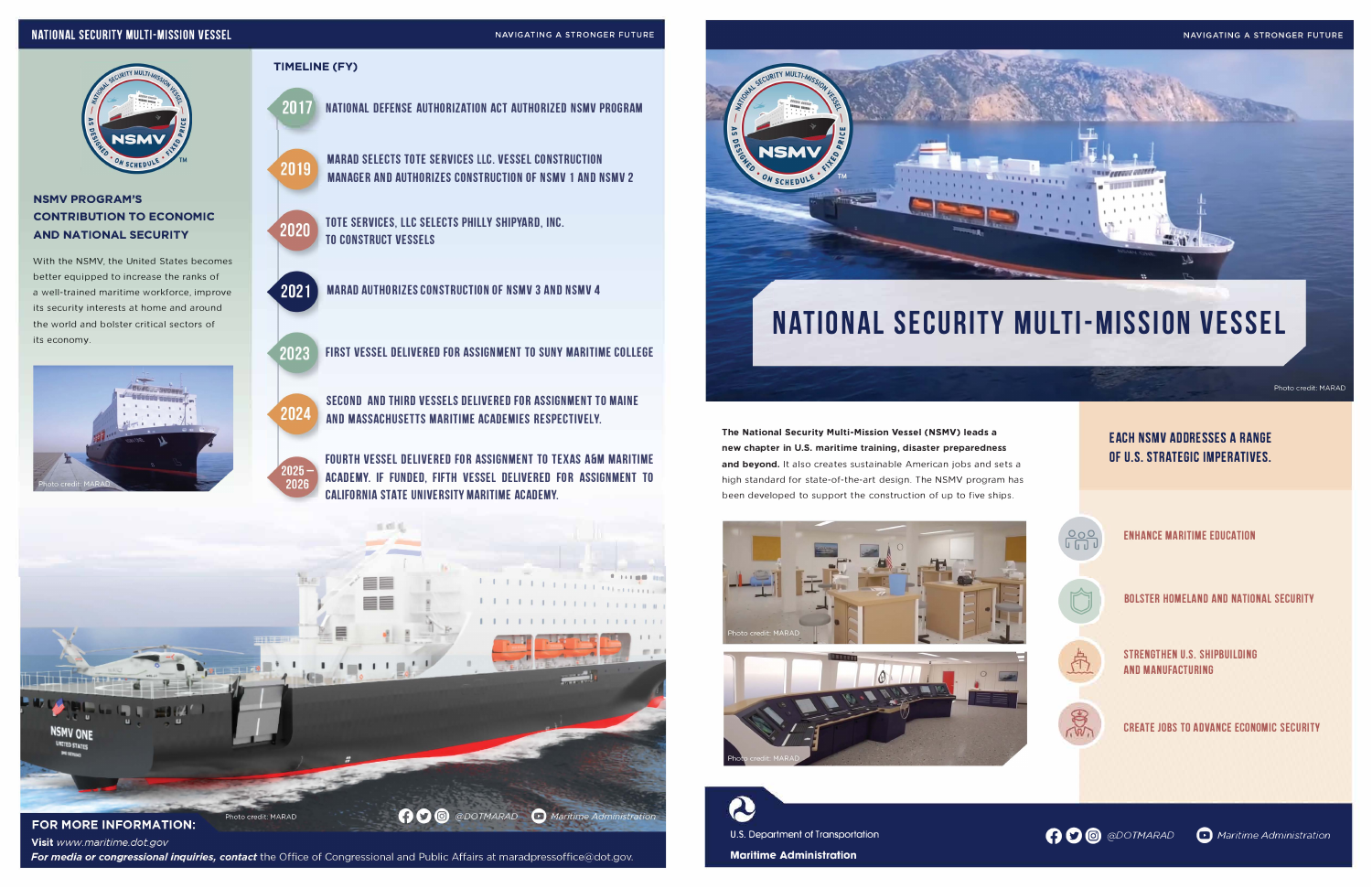# NATIONAL SECURITY MULTI-MISSION VESSEL

NAVIGATING A STRONGER FUTURE

## NSMV PROGRAM'S CONTRIBUTION TO ECONOMIC AND NATIONAL SECURITY

With the NSMV, the United States becomes better equipped to increase the ranks of a well-trained maritime workforce, improve its security interests at home and around the world and bolster critical sectors of its economy.

Photo credit: MARAD

## TIMELINE (FY)

- **2017** — NATIONAL DEFENSE AUTHORIZATION ACT AUTHORIZED NSMV PROGRAM
- **2019** — MARAD SELECTS TOTE SERVICES LLC. VESSEL CONSTRUCTION MANAGER AND AUTHORIZES CONSTRUCTION OF NSMV 1 AND NSMV 2
- **2020** — TOTE SERVICES, LLC SELECTS PHILLY SHIPYARD, INC. TO CONSTRUCT VESSELS
- **2021** — MARAD AUTHORIZES CONSTRUCTION OF NSMV 3 AND NSMV 4
- **2023** — FIRST VESSEL DELIVERED FOR ASSIGNMENT TO SUNY MARITIME COLLEGE
- **2024** — SECOND AND THIRD VESSELS DELIVERED FOR ASSIGNMENT TO MAINE AND MASSACHUSETTS MARITIME ACADEMIES RESPECTIVELY.
- **2025 – 2026** — FOURTH VESSEL DELIVERED FOR ASSIGNMENT TO TEXAS A&M MARITIME ACADEMY. IF FUNDED, FIFTH VESSEL DELIVERED FOR ASSIGNMENT TO CALIFORNIA STATE UNIVERSITY MARITIME ACADEMY.

Photo credit: MARAD

@DOTMARAD | Maritime Administration

**FOR MORE INFORMATION:**

Visit *www.maritime.dot.gov*

***For media or congressional inquiries, contact*** the Office of Congressional and Public Affairs at maradpressoffice@dot.gov.

# NATIONAL SECURITY MULTI-MISSION VESSEL

Photo credit: MARAD

**The National Security Multi-Mission Vessel (NSMV) leads a new chapter in U.S. maritime training, disaster preparedness and beyond.** It also creates sustainable American jobs and sets a high standard for state-of-the-art design. The NSMV program has been developed to support the construction of up to five ships.

Photo credit: MARAD

Photo credit: MARAD

## EACH NSMV ADDRESSES A RANGE OF U.S. STRATEGIC IMPERATIVES.

- ENHANCE MARITIME EDUCATION
- BOLSTER HOMELAND AND NATIONAL SECURITY
- STRENGTHEN U.S. SHIPBUILDING AND MANUFACTURING
- CREATE JOBS TO ADVANCE ECONOMIC SECURITY

U.S. Department of Transportation

**Maritime Administration**

@DOTMARAD | Maritime Administration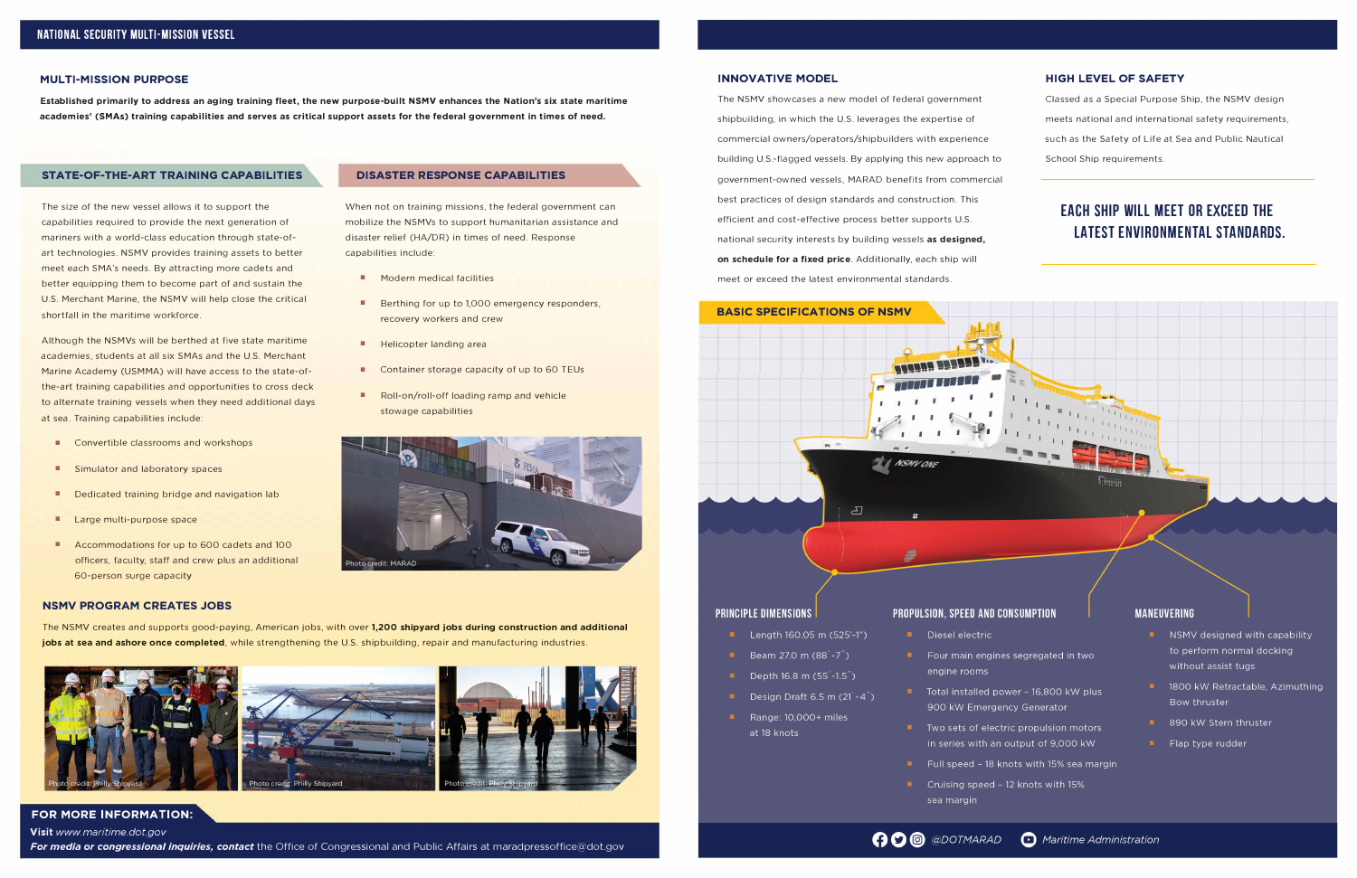# NATIONAL SECURITY MULTI-MISSION VESSEL

## MULTI-MISSION PURPOSE

**Established primarily to address an aging training fleet, the new purpose-built NSMV enhances the Nation's six state maritime academies' (SMAs) training capabilities and serves as critical support assets for the federal government in times of need.**

## STATE-OF-THE-ART TRAINING CAPABILITIES

The size of the new vessel allows it to support the capabilities required to provide the next generation of mariners with a world-class education through state-of-art technologies. NSMV provides training assets to better meet each SMA's needs. By attracting more cadets and better equipping them to become part of and sustain the U.S. Merchant Marine, the NSMV will help close the critical shortfall in the maritime workforce.

Although the NSMVs will be berthed at five state maritime academies, students at all six SMAs and the U.S. Merchant Marine Academy (USMMA) will have access to the state-of-the-art training capabilities and opportunities to cross deck to alternate training vessels when they need additional days at sea. Training capabilities include:

- Convertible classrooms and workshops
- Simulator and laboratory spaces
- Dedicated training bridge and navigation lab
- Large multi-purpose space
- Accommodations for up to 600 cadets and 100 officers, faculty, staff and crew plus an additional 60-person surge capacity

## DISASTER RESPONSE CAPABILITIES

When not on training missions, the federal government can mobilize the NSMVs to support humanitarian assistance and disaster relief (HA/DR) in times of need. Response capabilities include:

- Modern medical facilities
- Berthing for up to 1,000 emergency responders, recovery workers and crew
- Helicopter landing area
- Container storage capacity of up to 60 TEUs
- Roll-on/roll-off loading ramp and vehicle stowage capabilities

Photo credit: MARAD

## NSMV PROGRAM CREATES JOBS

The NSMV creates and supports good-paying, American jobs, with over **1,200 shipyard jobs during construction and additional jobs at sea and ashore once completed**, while strengthening the U.S. shipbuilding, repair and manufacturing industries.

Photo credit: Philly Shipyard

Photo credit: Philly Shipyard

Photo credit: Philly Shipyard

## FOR MORE INFORMATION:

**Visit** *www.maritime.dot.gov*

***For media or congressional inquiries, contact*** the Office of Congressional and Public Affairs at maradpressoffice@dot.gov

## INNOVATIVE MODEL

The NSMV showcases a new model of federal government shipbuilding, in which the U.S. leverages the expertise of commercial owners/operators/shipbuilders with experience building U.S.-flagged vessels. By applying this new approach to government-owned vessels, MARAD benefits from commercial best practices of design standards and construction. This efficient and cost-effective process better supports U.S. national security interests by building vessels **as designed, on schedule for a fixed price**. Additionally, each ship will meet or exceed the latest environmental standards.

## HIGH LEVEL OF SAFETY

Classed as a Special Purpose Ship, the NSMV design meets national and international safety requirements, such as the Safety of Life at Sea and Public Nautical School Ship requirements.

**EACH SHIP WILL MEET OR EXCEED THE LATEST ENVIRONMENTAL STANDARDS.**

## BASIC SPECIFICATIONS OF NSMV

NSMV ONE

### PRINCIPLE DIMENSIONS

- Length 160.05 m (525'-1")
- Beam 27.0 m (88'-7")
- Depth 16.8 m (55'-1.5")
- Design Draft 6.5 m (21'-4")
- Range: 10,000+ miles at 18 knots

### PROPULSION, SPEED AND CONSUMPTION

- Diesel electric
- Four main engines segregated in two engine rooms
- Total installed power – 16,800 kW plus 900 kW Emergency Generator
- Two sets of electric propulsion motors in series with an output of 9,000 kW
- Full speed – 18 knots with 15% sea margin
- Cruising speed – 12 knots with 15% sea margin

### MANEUVERING

- NSMV designed with capability to perform normal docking without assist tugs
- 1800 kW Retractable, Azimuthing Bow thruster
- 890 kW Stern thruster
- Flap type rudder

@DOTMARAD   Maritime Administration